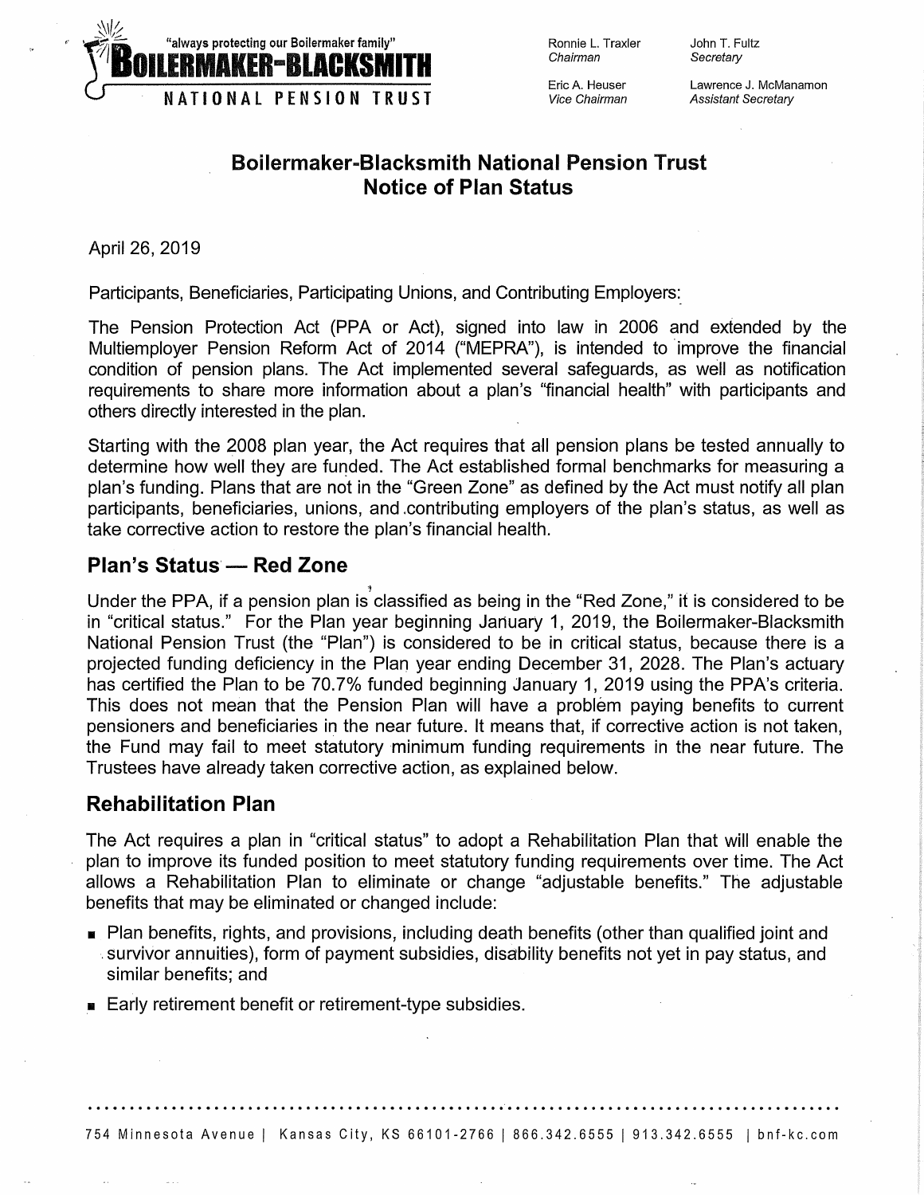"always protecting our Boilermaker family"

**BOILERMAKER-BLACKSMITH**
**NATIONAL PENSION TRUST**

Ronnie L. Traxler
*Chairman*

Eric A. Heuser
*Vice Chairman*

John T. Fultz
*Secretary*

Lawrence J. McManamon
*Assistant Secretary*

# Boilermaker-Blacksmith National Pension Trust
# Notice of Plan Status

April 26, 2019

Participants, Beneficiaries, Participating Unions, and Contributing Employers:

The Pension Protection Act (PPA or Act), signed into law in 2006 and extended by the Multiemployer Pension Reform Act of 2014 ("MEPRA"), is intended to improve the financial condition of pension plans. The Act implemented several safeguards, as well as notification requirements to share more information about a plan's "financial health" with participants and others directly interested in the plan.

Starting with the 2008 plan year, the Act requires that all pension plans be tested annually to determine how well they are funded. The Act established formal benchmarks for measuring a plan's funding. Plans that are not in the "Green Zone" as defined by the Act must notify all plan participants, beneficiaries, unions, and contributing employers of the plan's status, as well as take corrective action to restore the plan's financial health.

## Plan's Status — Red Zone

Under the PPA, if a pension plan is classified as being in the "Red Zone," it is considered to be in "critical status." For the Plan year beginning January 1, 2019, the Boilermaker-Blacksmith National Pension Trust (the "Plan") is considered to be in critical status, because there is a projected funding deficiency in the Plan year ending December 31, 2028. The Plan's actuary has certified the Plan to be 70.7% funded beginning January 1, 2019 using the PPA's criteria. This does not mean that the Pension Plan will have a problem paying benefits to current pensioners and beneficiaries in the near future. It means that, if corrective action is not taken, the Fund may fail to meet statutory minimum funding requirements in the near future. The Trustees have already taken corrective action, as explained below.

## Rehabilitation Plan

The Act requires a plan in "critical status" to adopt a Rehabilitation Plan that will enable the plan to improve its funded position to meet statutory funding requirements over time. The Act allows a Rehabilitation Plan to eliminate or change "adjustable benefits." The adjustable benefits that may be eliminated or changed include:

- Plan benefits, rights, and provisions, including death benefits (other than qualified joint and survivor annuities), form of payment subsidies, disability benefits not yet in pay status, and similar benefits; and
- Early retirement benefit or retirement-type subsidies.

754 Minnesota Avenue | Kansas City, KS 66101-2766 | 866.342.6555 | 913.342.6555 | bnf-kc.com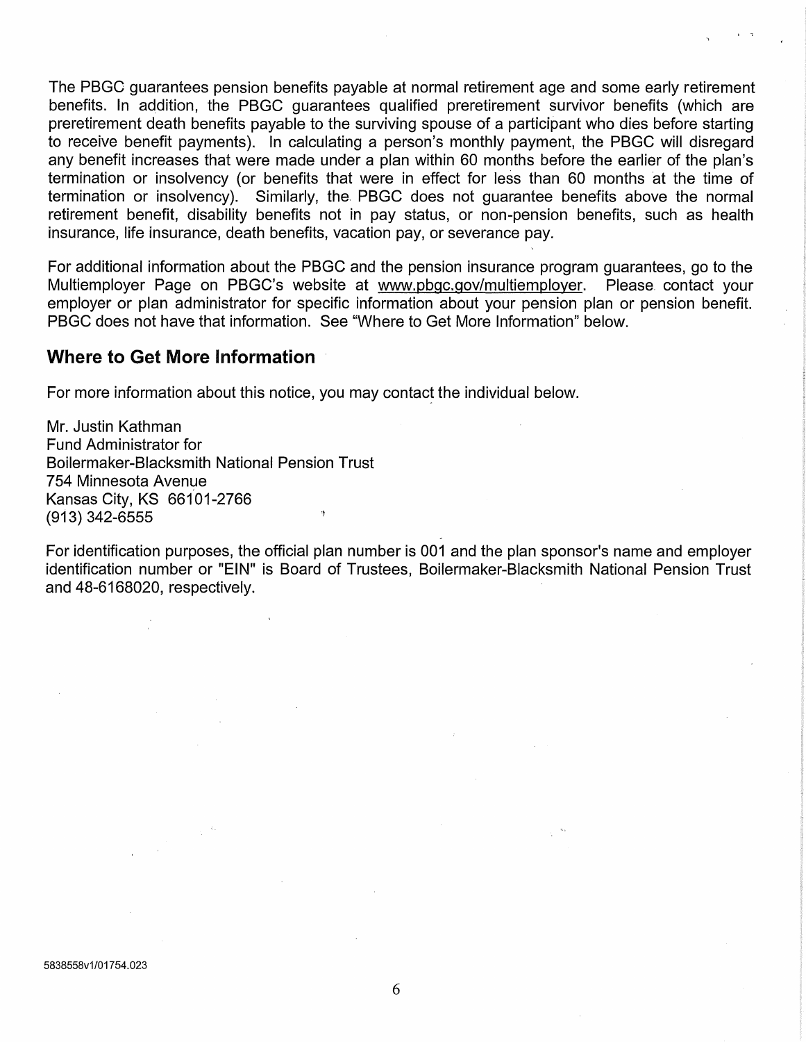The PBGC guarantees pension benefits payable at normal retirement age and some early retirement benefits. In addition, the PBGC guarantees qualified preretirement survivor benefits (which are preretirement death benefits payable to the surviving spouse of a participant who dies before starting to receive benefit payments). In calculating a person's monthly payment, the PBGC will disregard any benefit increases that were made under a plan within 60 months before the earlier of the plan's termination or insolvency (or benefits that were in effect for less than 60 months at the time of termination or insolvency). Similarly, the PBGC does not guarantee benefits above the normal retirement benefit, disability benefits not in pay status, or non-pension benefits, such as health insurance, life insurance, death benefits, vacation pay, or severance pay.

For additional information about the PBGC and the pension insurance program guarantees, go to the Multiemployer Page on PBGC's website at www.pbgc.gov/multiemployer. Please contact your employer or plan administrator for specific information about your pension plan or pension benefit. PBGC does not have that information. See "Where to Get More Information" below.

## Where to Get More Information

For more information about this notice, you may contact the individual below.

Mr. Justin Kathman
Fund Administrator for
Boilermaker-Blacksmith National Pension Trust
754 Minnesota Avenue
Kansas City, KS 66101-2766
(913) 342-6555

For identification purposes, the official plan number is 001 and the plan sponsor's name and employer identification number or "EIN" is Board of Trustees, Boilermaker-Blacksmith National Pension Trust and 48-6168020, respectively.

5838558v1/01754.023